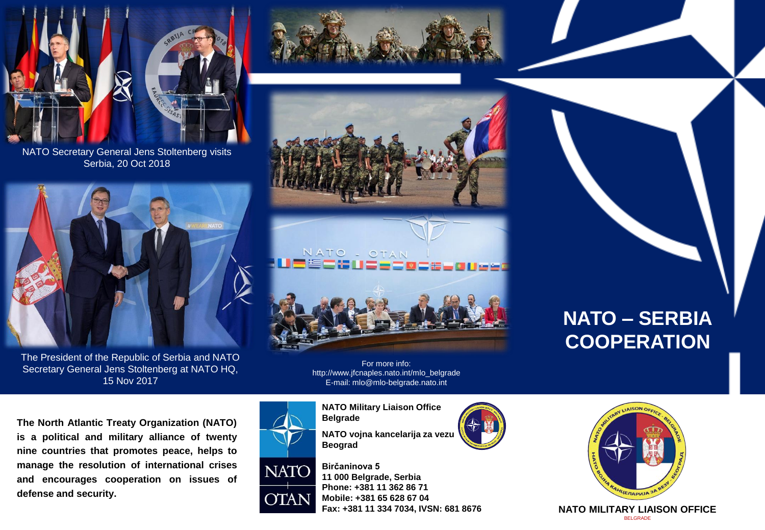# NATO – SERBIA COOPERATION

NATO Secretary General Jens Stoltenberg visits Serbia, 20 Oct 2018

The President of the Republic of Serbia and NATO Secretary General Jens Stoltenberg at NATO HQ, 15 Nov 2017

For more info:
http://www.jfcnaples.nato.int/mlo_belgrade
E-mail: mlo@mlo-belgrade.nato.int

**The North Atlantic Treaty Organization (NATO) is a political and military alliance of twenty nine countries that promotes peace, helps to manage the resolution of international crises and encourages cooperation on issues of defense and security.**

**NATO Military Liaison Office Belgrade**

**NATO vojna kancelarija za vezu Beograd**

**Birčaninova 5**
**11 000 Belgrade, Serbia**
**Phone: +381 11 362 86 71**
**Mobile: +381 65 628 67 04**
**Fax: +381 11 334 7034, IVSN: 681 8676**

**NATO MILITARY LIAISON OFFICE**
BELGRADE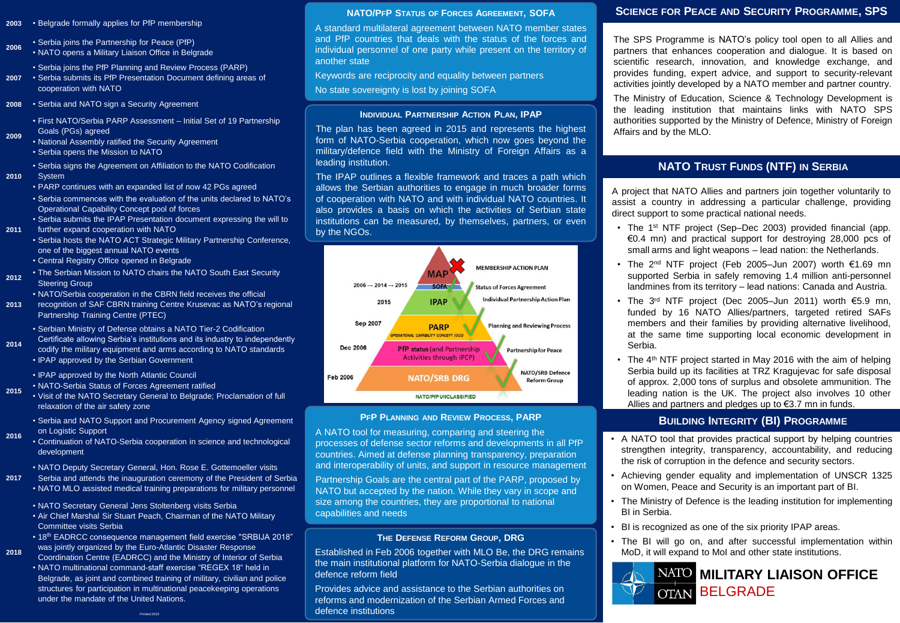**2003**
- Belgrade formally applies for PfP membership

**2006**
- Serbia joins the Partnership for Peace (PfP)
- NATO opens a Military Liaison Office in Belgrade

**2007**
- Serbia joins the PfP Planning and Review Process (PARP)
- Serbia submits its PfP Presentation Document defining areas of cooperation with NATO

**2008**
- Serbia and NATO sign a Security Agreement

**2009**
- First NATO/Serbia PARP Assessment – Initial Set of 19 Partnership Goals (PGs) agreed
- National Assembly ratified the Security Agreement
- Serbia opens the Mission to NATO

**2010**
- Serbia signs the Agreement on Affiliation to the NATO Codification System
- PARP continues with an expanded list of now 42 PGs agreed

**2011**
- Serbia commences with the evaluation of the units declared to NATO's Operational Capability Concept pool of forces
- Serbia submits the IPAP Presentation document expressing the will to further expand cooperation with NATO
- Serbia hosts the NATO ACT Strategic Military Partnership Conference, one of the biggest annual NATO events
- Central Registry Office opened in Belgrade

**2012**
- The Serbian Mission to NATO chairs the NATO South East Security Steering Group

**2013**
- NATO/Serbia cooperation in the CBRN field receives the official recognition of SAF CBRN training Centre Krusevac as NATO's regional Partnership Training Centre (PTEC)

**2014**
- Serbian Ministry of Defense obtains a NATO Tier-2 Codification Certificate allowing Serbia's institutions and its industry to independently codify the military equipment and arms according to NATO standards
- IPAP approved by the Serbian Government

**2015**
- IPAP approved by the North Atlantic Council
- NATO-Serbia Status of Forces Agreement ratified
- Visit of the NATO Secretary General to Belgrade; Proclamation of full relaxation of the air safety zone

**2016**
- Serbia and NATO Support and Procurement Agency signed Agreement on Logistic Support
- Continuation of NATO-Serbia cooperation in science and technological development

**2017**
- NATO Deputy Secretary General, Hon. Rose E. Gottemoeller visits Serbia and attends the inauguration ceremony of the President of Serbia
- NATO MLO assisted medical training preparations for military personnel

**2018**
- NATO Secretary General Jens Stoltenberg visits Serbia
- Air Chief Marshal Sir Stuart Peach, Chairman of the NATO Military Committee visits Serbia
- 18th EADRCC consequence management field exercise "SRBIJA 2018" was jointly organized by the Euro-Atlantic Disaster Response Coordination Centre (EADRCC) and the Ministry of Interior of Serbia
- NATO multinational command-staff exercise "REGEX 18" held in Belgrade, as joint and combined training of military, civilian and police structures for participation in multinational peacekeeping operations under the mandate of the United Nations.

*Printed 2019*

## NATO/PfP Status of Forces Agreement, SOFA

A standard multilateral agreement between NATO member states and PfP countries that deals with the status of the forces and individual personnel of one party while present on the territory of another state

Keywords are reciprocity and equality between partners

No state sovereignty is lost by joining SOFA

## Individual Partnership Action Plan, IPAP

The plan has been agreed in 2015 and represents the highest form of NATO-Serbia cooperation, which now goes beyond the military/defence field with the Ministry of Foreign Affairs as a leading institution.

The IPAP outlines a flexible framework and traces a path which allows the Serbian authorities to engage in much broader forms of cooperation with NATO and with individual NATO countries. It also provides a basis on which the activities of Serbian state institutions can be measured, by themselves, partners, or even by the NGOs.

MAP – MEMBERSHIP ACTION PLAN

2006 → 2014 → 2015 – SOFA – Status of Forces Agreement

2015 – IPAP – Individual Partnership Action Plan

Sep 2007 – PARP – OPERATIONAL CAPABILITY CONCEPT (OCC) – Planning and Reviewing Process

Dec 2006 – PfP status (and Partnership Activities through IPCP) – Partnership for Peace

Feb 2006 – NATO/SRB DRG – NATO/SRB Defence Reform Group

NATO/PfP UNCLASSIFIED

## PfP Planning and Review Process, PARP

A NATO tool for measuring, comparing and steering the processes of defense sector reforms and developments in all PfP countries. Aimed at defense planning transparency, preparation and interoperability of units, and support in resource management

Partnership Goals are the central part of the PARP, proposed by NATO but accepted by the nation. While they vary in scope and size among the countries, they are proportional to national capabilities and needs

## The Defense Reform Group, DRG

Established in Feb 2006 together with MLO Be, the DRG remains the main institutional platform for NATO-Serbia dialogue in the defence reform field

Provides advice and assistance to the Serbian authorities on reforms and modernization of the Serbian Armed Forces and defence institutions

## Science for Peace and Security Programme, SPS

The SPS Programme is NATO's policy tool open to all Allies and partners that enhances cooperation and dialogue. It is based on scientific research, innovation, and knowledge exchange, and provides funding, expert advice, and support to security-relevant activities jointly developed by a NATO member and partner country.

The Ministry of Education, Science & Technology Development is the leading institution that maintains links with NATO SPS authorities supported by the Ministry of Defence, Ministry of Foreign Affairs and by the MLO.

## NATO Trust Funds (NTF) in Serbia

A project that NATO Allies and partners join together voluntarily to assist a country in addressing a particular challenge, providing direct support to some practical national needs.

- The 1st NTF project (Sep–Dec 2003) provided financial (app. €0.4 mn) and practical support for destroying 28,000 pcs of small arms and light weapons – lead nation: the Netherlands.
- The 2nd NTF project (Feb 2005–Jun 2007) worth €1.69 mn supported Serbia in safely removing 1.4 million anti-personnel landmines from its territory – lead nations: Canada and Austria.
- The 3rd NTF project (Dec 2005–Jun 2011) worth €5.9 mn, funded by 16 NATO Allies/partners, targeted retired SAFs members and their families by providing alternative livelihood, at the same time supporting local economic development in Serbia.
- The 4th NTF project started in May 2016 with the aim of helping Serbia build up its facilities at TRZ Kragujevac for safe disposal of approx. 2,000 tons of surplus and obsolete ammunition. The leading nation is the UK. The project also involves 10 other Allies and partners and pledges up to €3.7 mn in funds.

## Building Integrity (BI) Programme

- A NATO tool that provides practical support by helping countries strengthen integrity, transparency, accountability, and reducing the risk of corruption in the defence and security sectors.
- Achieving gender equality and implementation of UNSCR 1325 on Women, Peace and Security is an important part of BI.
- The Ministry of Defence is the leading institution for implementing BI in Serbia.
- BI is recognized as one of the six priority IPAP areas.
- The BI will go on, and after successful implementation within MoD, it will expand to MoI and other state institutions.

NATO OTAN

**MILITARY LIAISON OFFICE**
BELGRADE